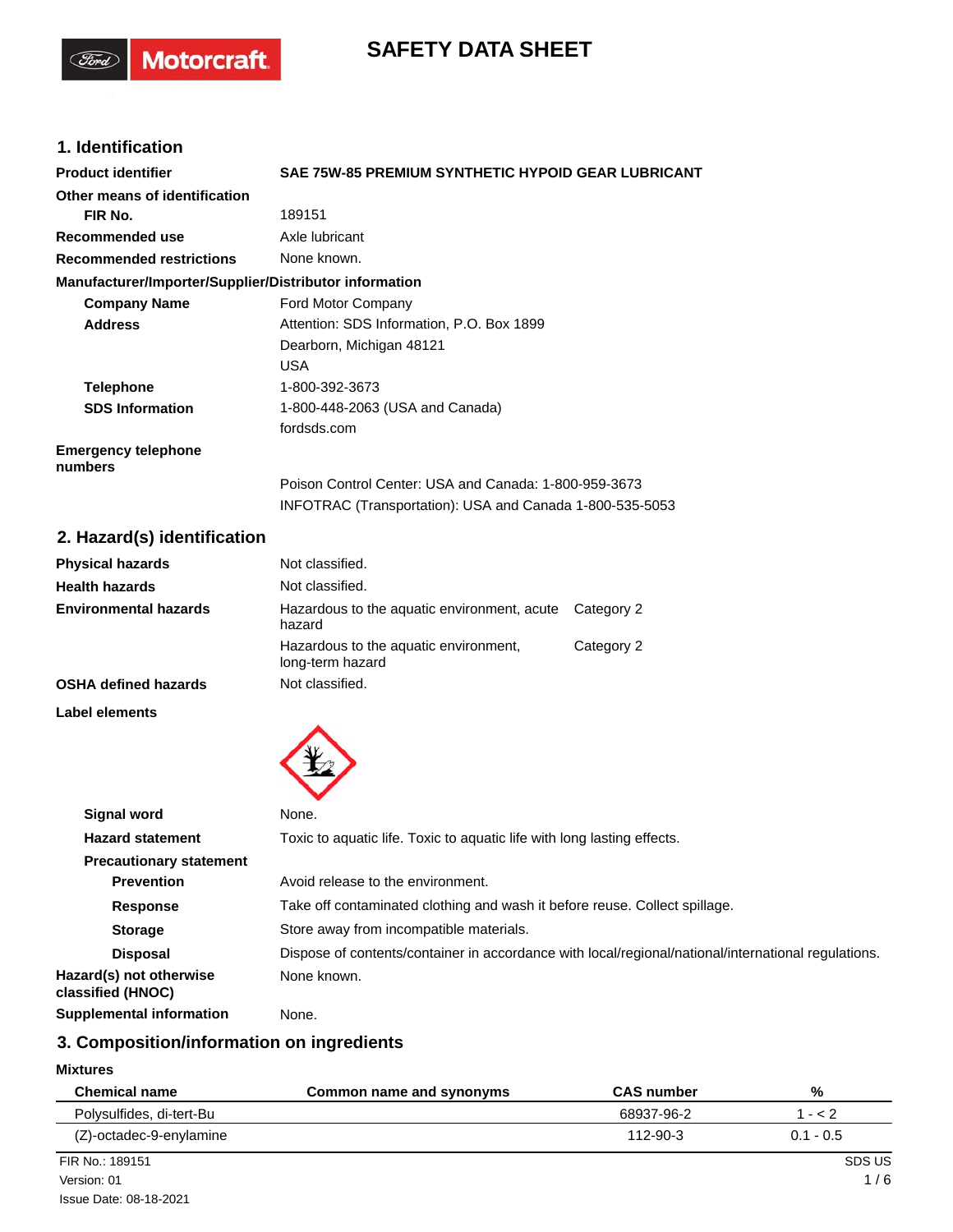# SAFETY DATA SHEET

## 1. Identification

**Product identifier** SAE 75W-85 PREMIUM SYNTHETIC HYPOID GEAR LUBRICANT

**Other means of identification**

**FIR No.** 189151

**Recommended use** Axle lubricant

**Recommended restrictions** None known.

**Manufacturer/Importer/Supplier/Distributor information**

**Company Name** Ford Motor Company

**Address** Attention: SDS Information, P.O. Box 1899
Dearborn, Michigan 48121
USA

**Telephone** 1-800-392-3673

**SDS Information** 1-800-448-2063 (USA and Canada)
fordsds.com

**Emergency telephone numbers**
Poison Control Center: USA and Canada: 1-800-959-3673
INFOTRAC (Transportation): USA and Canada 1-800-535-5053

## 2. Hazard(s) identification

**Physical hazards** Not classified.

**Health hazards** Not classified.

**Environmental hazards**

| | |
|---|---|
| Hazardous to the aquatic environment, acute hazard | Category 2 |
| Hazardous to the aquatic environment, long-term hazard | Category 2 |

**OSHA defined hazards** Not classified.

**Label elements**

**Signal word** None.

**Hazard statement** Toxic to aquatic life. Toxic to aquatic life with long lasting effects.

**Precautionary statement**

**Prevention** Avoid release to the environment.

**Response** Take off contaminated clothing and wash it before reuse. Collect spillage.

**Storage** Store away from incompatible materials.

**Disposal** Dispose of contents/container in accordance with local/regional/national/international regulations.

**Hazard(s) not otherwise classified (HNOC)** None known.

**Supplemental information** None.

## 3. Composition/information on ingredients

**Mixtures**

| Chemical name | Common name and synonyms | CAS number | % |
|---|---|---|---|
| Polysulfides, di-tert-Bu | | 68937-96-2 | 1 - < 2 |
| (Z)-octadec-9-enylamine | | 112-90-3 | 0.1 - 0.5 |

FIR No.: 189151
Version: 01
Issue Date: 08-18-2021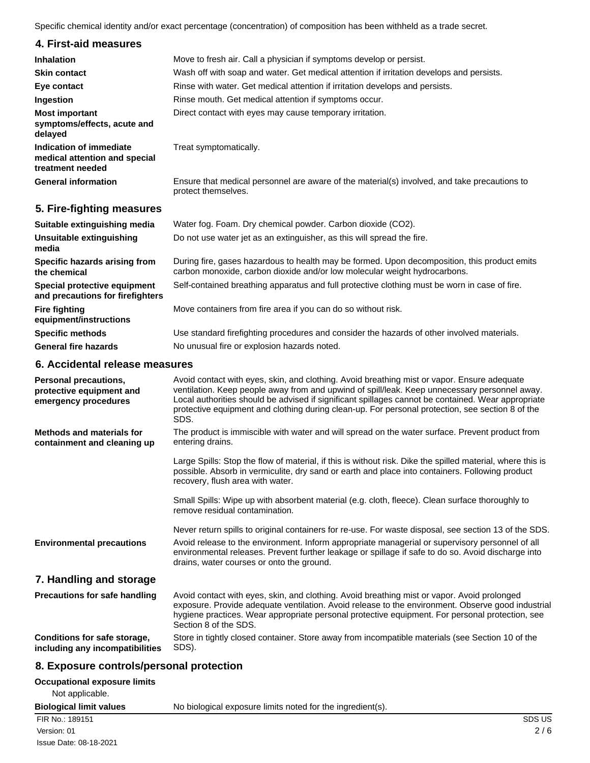Specific chemical identity and/or exact percentage (concentration) of composition has been withheld as a trade secret.

## 4. First-aid measures

| | |
|---|---|
| **Inhalation** | Move to fresh air. Call a physician if symptoms develop or persist. |
| **Skin contact** | Wash off with soap and water. Get medical attention if irritation develops and persists. |
| **Eye contact** | Rinse with water. Get medical attention if irritation develops and persists. |
| **Ingestion** | Rinse mouth. Get medical attention if symptoms occur. |
| **Most important symptoms/effects, acute and delayed** | Direct contact with eyes may cause temporary irritation. |
| **Indication of immediate medical attention and special treatment needed** | Treat symptomatically. |
| **General information** | Ensure that medical personnel are aware of the material(s) involved, and take precautions to protect themselves. |

## 5. Fire-fighting measures

| | |
|---|---|
| **Suitable extinguishing media** | Water fog. Foam. Dry chemical powder. Carbon dioxide ($CO_2$). |
| **Unsuitable extinguishing media** | Do not use water jet as an extinguisher, as this will spread the fire. |
| **Specific hazards arising from the chemical** | During fire, gases hazardous to health may be formed. Upon decomposition, this product emits carbon monoxide, carbon dioxide and/or low molecular weight hydrocarbons. |
| **Special protective equipment and precautions for firefighters** | Self-contained breathing apparatus and full protective clothing must be worn in case of fire. |
| **Fire fighting equipment/instructions** | Move containers from fire area if you can do so without risk. |
| **Specific methods** | Use standard firefighting procedures and consider the hazards of other involved materials. |
| **General fire hazards** | No unusual fire or explosion hazards noted. |

## 6. Accidental release measures

**Personal precautions, protective equipment and emergency procedures**

Avoid contact with eyes, skin, and clothing. Avoid breathing mist or vapor. Ensure adequate ventilation. Keep people away from and upwind of spill/leak. Keep unnecessary personnel away. Local authorities should be advised if significant spillages cannot be contained. Wear appropriate protective equipment and clothing during clean-up. For personal protection, see section 8 of the SDS.

**Methods and materials for containment and cleaning up**

The product is immiscible with water and will spread on the water surface. Prevent product from entering drains.

Large Spills: Stop the flow of material, if this is without risk. Dike the spilled material, where this is possible. Absorb in vermiculite, dry sand or earth and place into containers. Following product recovery, flush area with water.

Small Spills: Wipe up with absorbent material (e.g. cloth, fleece). Clean surface thoroughly to remove residual contamination.

Never return spills to original containers for re-use. For waste disposal, see section 13 of the SDS.

**Environmental precautions**

Avoid release to the environment. Inform appropriate managerial or supervisory personnel of all environmental releases. Prevent further leakage or spillage if safe to do so. Avoid discharge into drains, water courses or onto the ground.

## 7. Handling and storage

**Precautions for safe handling**

Avoid contact with eyes, skin, and clothing. Avoid breathing mist or vapor. Avoid prolonged exposure. Provide adequate ventilation. Avoid release to the environment. Observe good industrial hygiene practices. Wear appropriate personal protective equipment. For personal protection, see Section 8 of the SDS.

**Conditions for safe storage, including any incompatibilities**

Store in tightly closed container. Store away from incompatible materials (see Section 10 of the SDS).

## 8. Exposure controls/personal protection

**Occupational exposure limits**

Not applicable.

**Biological limit values** No biological exposure limits noted for the ingredient(s).

FIR No.: 189151
Version: 01
Issue Date: 08-18-2021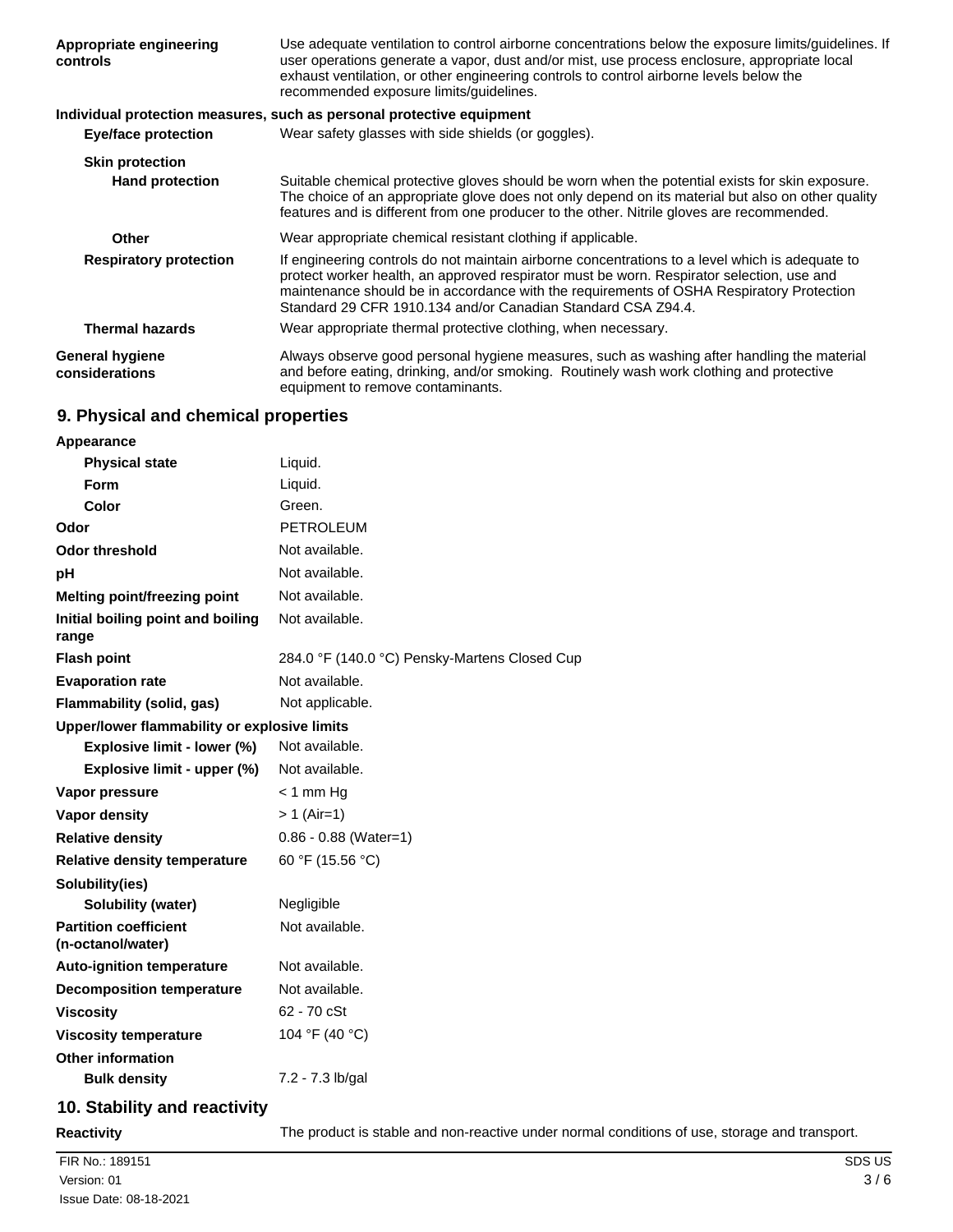| | |
|---|---|
| **Appropriate engineering controls** | Use adequate ventilation to control airborne concentrations below the exposure limits/guidelines. If user operations generate a vapor, dust and/or mist, use process enclosure, appropriate local exhaust ventilation, or other engineering controls to control airborne levels below the recommended exposure limits/guidelines. |

**Individual protection measures, such as personal protective equipment**

| | |
|---|---|
| **Eye/face protection** | Wear safety glasses with side shields (or goggles). |
| **Skin protection** | |
| **Hand protection** | Suitable chemical protective gloves should be worn when the potential exists for skin exposure. The choice of an appropriate glove does not only depend on its material but also on other quality features and is different from one producer to the other. Nitrile gloves are recommended. |
| **Other** | Wear appropriate chemical resistant clothing if applicable. |
| **Respiratory protection** | If engineering controls do not maintain airborne concentrations to a level which is adequate to protect worker health, an approved respirator must be worn. Respirator selection, use and maintenance should be in accordance with the requirements of OSHA Respiratory Protection Standard 29 CFR 1910.134 and/or Canadian Standard CSA Z94.4. |
| **Thermal hazards** | Wear appropriate thermal protective clothing, when necessary. |
| **General hygiene considerations** | Always observe good personal hygiene measures, such as washing after handling the material and before eating, drinking, and/or smoking. Routinely wash work clothing and protective equipment to remove contaminants. |

## 9. Physical and chemical properties

| | |
|---|---|
| **Appearance** | |
| **Physical state** | Liquid. |
| **Form** | Liquid. |
| **Color** | Green. |
| **Odor** | PETROLEUM |
| **Odor threshold** | Not available. |
| **pH** | Not available. |
| **Melting point/freezing point** | Not available. |
| **Initial boiling point and boiling range** | Not available. |
| **Flash point** | 284.0 °F (140.0 °C) Pensky-Martens Closed Cup |
| **Evaporation rate** | Not available. |
| **Flammability (solid, gas)** | Not applicable. |
| **Upper/lower flammability or explosive limits** | |
| **Explosive limit - lower (%)** | Not available. |
| **Explosive limit - upper (%)** | Not available. |
| **Vapor pressure** | < 1 mm Hg |
| **Vapor density** | > 1 (Air=1) |
| **Relative density** | 0.86 - 0.88 (Water=1) |
| **Relative density temperature** | 60 °F (15.56 °C) |
| **Solubility(ies)** | |
| **Solubility (water)** | Negligible |
| **Partition coefficient (n-octanol/water)** | Not available. |
| **Auto-ignition temperature** | Not available. |
| **Decomposition temperature** | Not available. |
| **Viscosity** | 62 - 70 cSt |
| **Viscosity temperature** | 104 °F (40 °C) |
| **Other information** | |
| **Bulk density** | 7.2 - 7.3 lb/gal |

## 10. Stability and reactivity

| | |
|---|---|
| **Reactivity** | The product is stable and non-reactive under normal conditions of use, storage and transport. |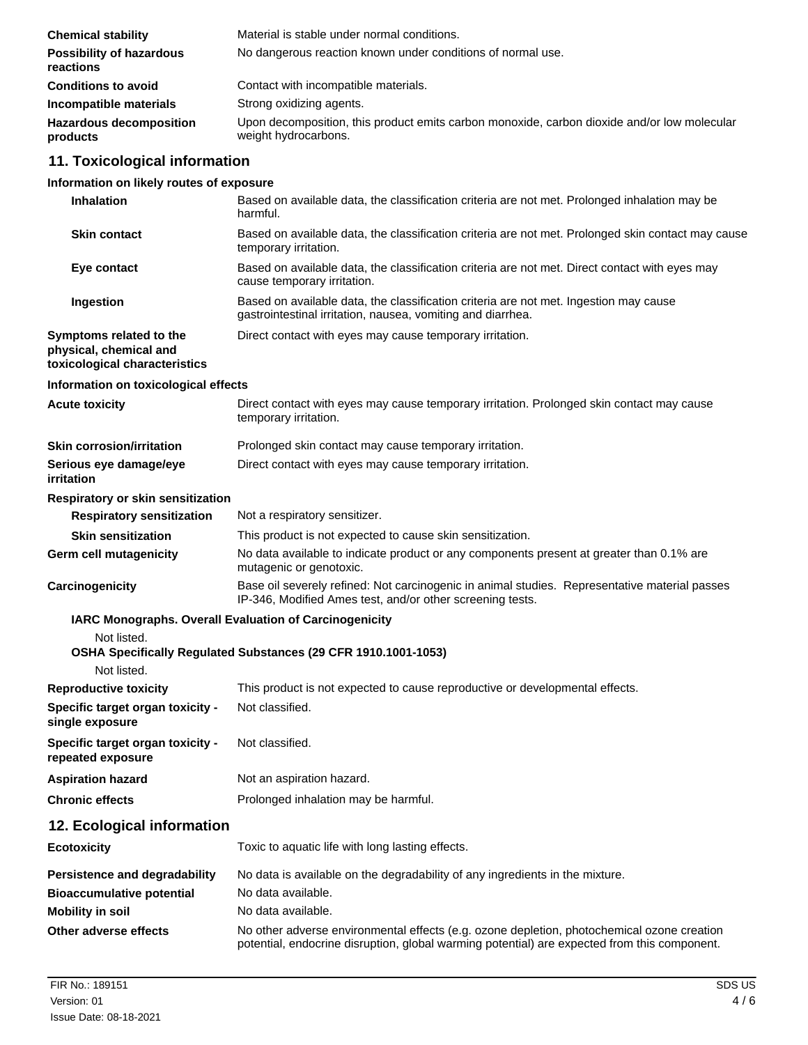| | |
|---|---|
| **Chemical stability** | Material is stable under normal conditions. |
| **Possibility of hazardous reactions** | No dangerous reaction known under conditions of normal use. |
| **Conditions to avoid** | Contact with incompatible materials. |
| **Incompatible materials** | Strong oxidizing agents. |
| **Hazardous decomposition products** | Upon decomposition, this product emits carbon monoxide, carbon dioxide and/or low molecular weight hydrocarbons. |

## 11. Toxicological information

**Information on likely routes of exposure**

| | |
|---|---|
| **Inhalation** | Based on available data, the classification criteria are not met. Prolonged inhalation may be harmful. |
| **Skin contact** | Based on available data, the classification criteria are not met. Prolonged skin contact may cause temporary irritation. |
| **Eye contact** | Based on available data, the classification criteria are not met. Direct contact with eyes may cause temporary irritation. |
| **Ingestion** | Based on available data, the classification criteria are not met. Ingestion may cause gastrointestinal irritation, nausea, vomiting and diarrhea. |
| **Symptoms related to the physical, chemical and toxicological characteristics** | Direct contact with eyes may cause temporary irritation. |

**Information on toxicological effects**

| | |
|---|---|
| **Acute toxicity** | Direct contact with eyes may cause temporary irritation. Prolonged skin contact may cause temporary irritation. |
| **Skin corrosion/irritation** | Prolonged skin contact may cause temporary irritation. |
| **Serious eye damage/eye irritation** | Direct contact with eyes may cause temporary irritation. |

**Respiratory or skin sensitization**

| | |
|---|---|
| **Respiratory sensitization** | Not a respiratory sensitizer. |
| **Skin sensitization** | This product is not expected to cause skin sensitization. |
| **Germ cell mutagenicity** | No data available to indicate product or any components present at greater than 0.1% are mutagenic or genotoxic. |
| **Carcinogenicity** | Base oil severely refined: Not carcinogenic in animal studies. Representative material passes IP-346, Modified Ames test, and/or other screening tests. |

**IARC Monographs. Overall Evaluation of Carcinogenicity**

Not listed.

**OSHA Specifically Regulated Substances (29 CFR 1910.1001-1053)**

Not listed.

| | |
|---|---|
| **Reproductive toxicity** | This product is not expected to cause reproductive or developmental effects. |
| **Specific target organ toxicity - single exposure** | Not classified. |
| **Specific target organ toxicity - repeated exposure** | Not classified. |
| **Aspiration hazard** | Not an aspiration hazard. |
| **Chronic effects** | Prolonged inhalation may be harmful. |

## 12. Ecological information

| | |
|---|---|
| **Ecotoxicity** | Toxic to aquatic life with long lasting effects. |
| **Persistence and degradability** | No data is available on the degradability of any ingredients in the mixture. |
| **Bioaccumulative potential** | No data available. |
| **Mobility in soil** | No data available. |
| **Other adverse effects** | No other adverse environmental effects (e.g. ozone depletion, photochemical ozone creation potential, endocrine disruption, global warming potential) are expected from this component. |

FIR No.: 189151
Version: 01
Issue Date: 08-18-2021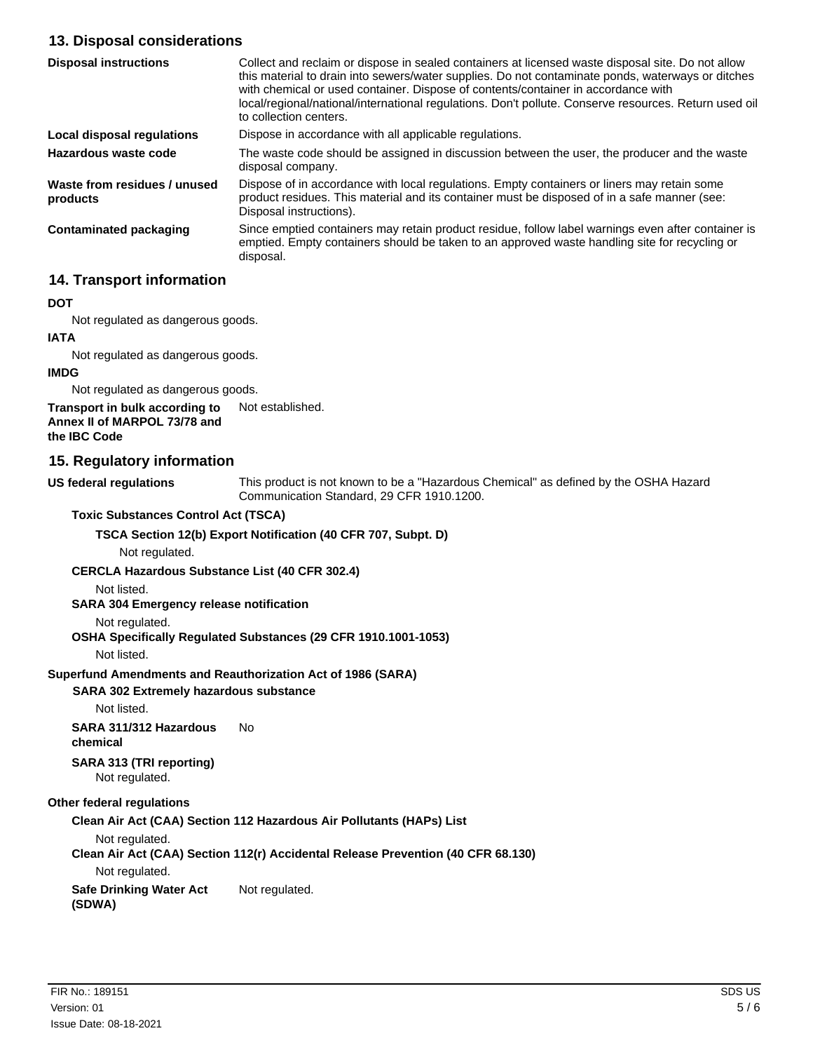## 13. Disposal considerations

| | |
|---|---|
| **Disposal instructions** | Collect and reclaim or dispose in sealed containers at licensed waste disposal site. Do not allow this material to drain into sewers/water supplies. Do not contaminate ponds, waterways or ditches with chemical or used container. Dispose of contents/container in accordance with local/regional/national/international regulations. Don't pollute. Conserve resources. Return used oil to collection centers. |
| **Local disposal regulations** | Dispose in accordance with all applicable regulations. |
| **Hazardous waste code** | The waste code should be assigned in discussion between the user, the producer and the waste disposal company. |
| **Waste from residues / unused products** | Dispose of in accordance with local regulations. Empty containers or liners may retain some product residues. This material and its container must be disposed of in a safe manner (see: Disposal instructions). |
| **Contaminated packaging** | Since emptied containers may retain product residue, follow label warnings even after container is emptied. Empty containers should be taken to an approved waste handling site for recycling or disposal. |

## 14. Transport information

**DOT**

Not regulated as dangerous goods.

**IATA**

Not regulated as dangerous goods.

**IMDG**

Not regulated as dangerous goods.

**Transport in bulk according to Annex II of MARPOL 73/78 and the IBC Code** Not established.

## 15. Regulatory information

**US federal regulations** This product is not known to be a "Hazardous Chemical" as defined by the OSHA Hazard Communication Standard, 29 CFR 1910.1200.

**Toxic Substances Control Act (TSCA)**

**TSCA Section 12(b) Export Notification (40 CFR 707, Subpt. D)**

Not regulated.

**CERCLA Hazardous Substance List (40 CFR 302.4)**

Not listed.

**SARA 304 Emergency release notification**

Not regulated.

**OSHA Specifically Regulated Substances (29 CFR 1910.1001-1053)**

Not listed.

**Superfund Amendments and Reauthorization Act of 1986 (SARA)**

**SARA 302 Extremely hazardous substance**

Not listed.

**SARA 311/312 Hazardous chemical** No

**SARA 313 (TRI reporting)**

Not regulated.

**Other federal regulations**

**Clean Air Act (CAA) Section 112 Hazardous Air Pollutants (HAPs) List**

Not regulated.

**Clean Air Act (CAA) Section 112(r) Accidental Release Prevention (40 CFR 68.130)**

Not regulated.

**Safe Drinking Water Act (SDWA)** Not regulated.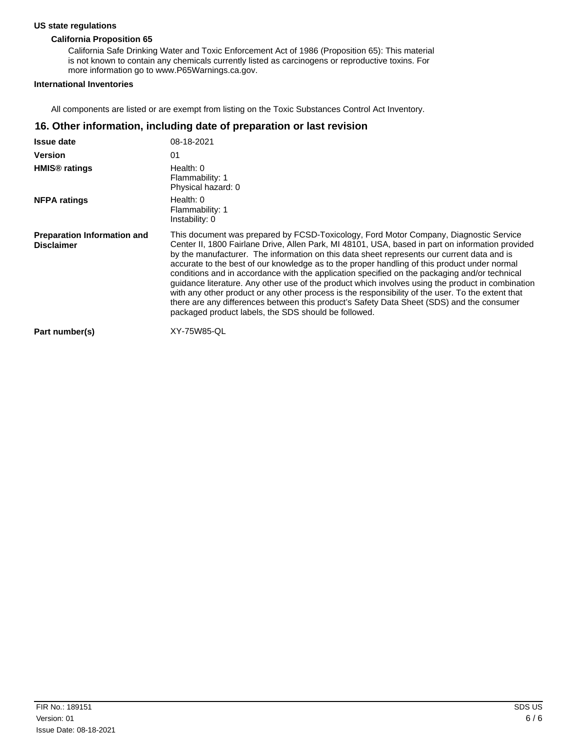**US state regulations**

**California Proposition 65**

California Safe Drinking Water and Toxic Enforcement Act of 1986 (Proposition 65): This material is not known to contain any chemicals currently listed as carcinogens or reproductive toxins. For more information go to www.P65Warnings.ca.gov.

**International Inventories**

All components are listed or are exempt from listing on the Toxic Substances Control Act Inventory.

## 16. Other information, including date of preparation or last revision

| | |
|---|---|
| **Issue date** | 08-18-2021 |
| **Version** | 01 |
| **HMIS® ratings** | Health: 0<br>Flammability: 1<br>Physical hazard: 0 |
| **NFPA ratings** | Health: 0<br>Flammability: 1<br>Instability: 0 |
| **Preparation Information and Disclaimer** | This document was prepared by FCSD-Toxicology, Ford Motor Company, Diagnostic Service Center II, 1800 Fairlane Drive, Allen Park, MI 48101, USA, based in part on information provided by the manufacturer. The information on this data sheet represents our current data and is accurate to the best of our knowledge as to the proper handling of this product under normal conditions and in accordance with the application specified on the packaging and/or technical guidance literature. Any other use of the product which involves using the product in combination with any other product or any other process is the responsibility of the user. To the extent that there are any differences between this product's Safety Data Sheet (SDS) and the consumer packaged product labels, the SDS should be followed. |
| **Part number(s)** | XY-75W85-QL |

FIR No.: 189151
Version: 01
Issue Date: 08-18-2021

SDS US